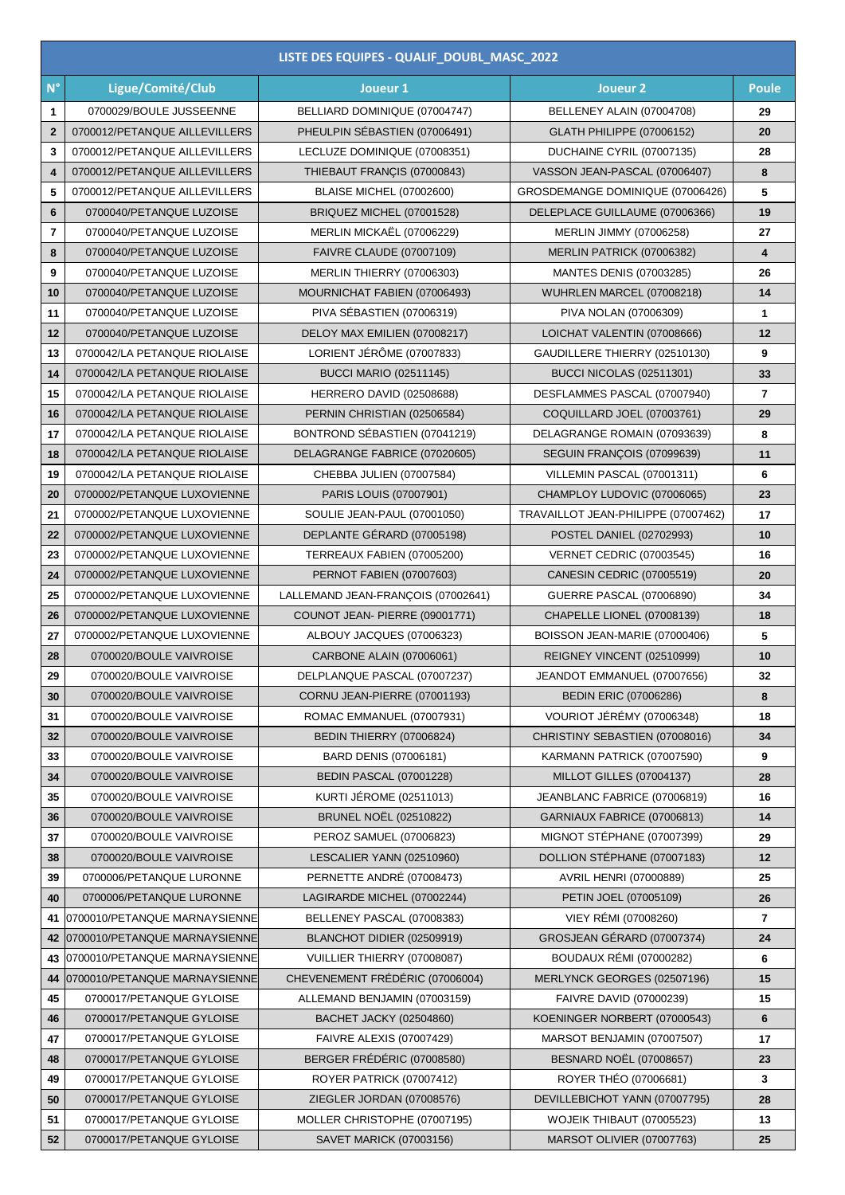| LISTE DES EQUIPES - QUALIF_DOUBL_MASC_2022 | | | | |
|---|---|---|---|---|
| N° | Ligue/Comité/Club | Joueur 1 | Joueur 2 | Poule |
| 1 | 0700029/BOULE JUSSEENNE | BELLIARD DOMINIQUE (07004747) | BELLENEY ALAIN (07004708) | 29 |
| 2 | 0700012/PETANQUE AILLEVILLERS | PHEULPIN SÉBASTIEN (07006491) | GLATH PHILIPPE (07006152) | 20 |
| 3 | 0700012/PETANQUE AILLEVILLERS | LECLUZE DOMINIQUE (07008351) | DUCHAINE CYRIL (07007135) | 28 |
| 4 | 0700012/PETANQUE AILLEVILLERS | THIEBAUT FRANÇIS (07000843) | VASSON JEAN-PASCAL (07006407) | 8 |
| 5 | 0700012/PETANQUE AILLEVILLERS | BLAISE MICHEL (07002600) | GROSDEMANGE DOMINIQUE (07006426) | 5 |
| 6 | 0700040/PETANQUE LUZOISE | BRIQUEZ MICHEL (07001528) | DELEPLACE GUILLAUME (07006366) | 19 |
| 7 | 0700040/PETANQUE LUZOISE | MERLIN MICKAËL (07006229) | MERLIN JIMMY (07006258) | 27 |
| 8 | 0700040/PETANQUE LUZOISE | FAIVRE CLAUDE (07007109) | MERLIN PATRICK (07006382) | 4 |
| 9 | 0700040/PETANQUE LUZOISE | MERLIN THIERRY (07006303) | MANTES DENIS (07003285) | 26 |
| 10 | 0700040/PETANQUE LUZOISE | MOURNICHAT FABIEN (07006493) | WUHRLEN MARCEL (07008218) | 14 |
| 11 | 0700040/PETANQUE LUZOISE | PIVA SÉBASTIEN (07006319) | PIVA NOLAN (07006309) | 1 |
| 12 | 0700040/PETANQUE LUZOISE | DELOY MAX EMILIEN (07008217) | LOICHAT VALENTIN (07008666) | 12 |
| 13 | 0700042/LA PETANQUE RIOLAISE | LORIENT JÉRÔME (07007833) | GAUDILLERE THIERRY (02510130) | 9 |
| 14 | 0700042/LA PETANQUE RIOLAISE | BUCCI MARIO (02511145) | BUCCI NICOLAS (02511301) | 33 |
| 15 | 0700042/LA PETANQUE RIOLAISE | HERRERO DAVID (02508688) | DESFLAMMES PASCAL (07007940) | 7 |
| 16 | 0700042/LA PETANQUE RIOLAISE | PERNIN CHRISTIAN (02506584) | COQUILLARD JOEL (07003761) | 29 |
| 17 | 0700042/LA PETANQUE RIOLAISE | BONTROND SÉBASTIEN (07041219) | DELAGRANGE ROMAIN (07093639) | 8 |
| 18 | 0700042/LA PETANQUE RIOLAISE | DELAGRANGE FABRICE (07020605) | SEGUIN FRANÇOIS (07099639) | 11 |
| 19 | 0700042/LA PETANQUE RIOLAISE | CHEBBA JULIEN (07007584) | VILLEMIN PASCAL (07001311) | 6 |
| 20 | 0700002/PETANQUE LUXOVIENNE | PARIS LOUIS (07007901) | CHAMPLOY LUDOVIC (07006065) | 23 |
| 21 | 0700002/PETANQUE LUXOVIENNE | SOULIE JEAN-PAUL (07001050) | TRAVAILLOT JEAN-PHILIPPE (07007462) | 17 |
| 22 | 0700002/PETANQUE LUXOVIENNE | DEPLANTE GÉRARD (07005198) | POSTEL DANIEL (02702993) | 10 |
| 23 | 0700002/PETANQUE LUXOVIENNE | TERREAUX FABIEN (07005200) | VERNET CEDRIC (07003545) | 16 |
| 24 | 0700002/PETANQUE LUXOVIENNE | PERNOT FABIEN (07007603) | CANESIN CEDRIC (07005519) | 20 |
| 25 | 0700002/PETANQUE LUXOVIENNE | LALLEMAND JEAN-FRANÇOIS (07002641) | GUERRE PASCAL (07006890) | 34 |
| 26 | 0700002/PETANQUE LUXOVIENNE | COUNOT JEAN- PIERRE (09001771) | CHAPELLE LIONEL (07008139) | 18 |
| 27 | 0700002/PETANQUE LUXOVIENNE | ALBOUY JACQUES (07006323) | BOISSON JEAN-MARIE (07000406) | 5 |
| 28 | 0700020/BOULE VAIVROISE | CARBONE ALAIN (07006061) | REIGNEY VINCENT (02510999) | 10 |
| 29 | 0700020/BOULE VAIVROISE | DELPLANQUE PASCAL (07007237) | JEANDOT EMMANUEL (07007656) | 32 |
| 30 | 0700020/BOULE VAIVROISE | CORNU JEAN-PIERRE (07001193) | BEDIN ERIC (07006286) | 8 |
| 31 | 0700020/BOULE VAIVROISE | ROMAC EMMANUEL (07007931) | VOURIOT JÉRÉMY (07006348) | 18 |
| 32 | 0700020/BOULE VAIVROISE | BEDIN THIERRY (07006824) | CHRISTINY SEBASTIEN (07008016) | 34 |
| 33 | 0700020/BOULE VAIVROISE | BARD DENIS (07006181) | KARMANN PATRICK (07007590) | 9 |
| 34 | 0700020/BOULE VAIVROISE | BEDIN PASCAL (07001228) | MILLOT GILLES (07004137) | 28 |
| 35 | 0700020/BOULE VAIVROISE | KURTI JÉROME (02511013) | JEANBLANC FABRICE (07006819) | 16 |
| 36 | 0700020/BOULE VAIVROISE | BRUNEL NOËL (02510822) | GARNIAUX FABRICE (07006813) | 14 |
| 37 | 0700020/BOULE VAIVROISE | PEROZ SAMUEL (07006823) | MIGNOT STÉPHANE (07007399) | 29 |
| 38 | 0700020/BOULE VAIVROISE | LESCALIER YANN (02510960) | DOLLION STÉPHANE (07007183) | 12 |
| 39 | 0700006/PETANQUE LURONNE | PERNETTE ANDRÉ (07008473) | AVRIL HENRI (07000889) | 25 |
| 40 | 0700006/PETANQUE LURONNE | LAGIRARDE MICHEL (07002244) | PETIN JOEL (07005109) | 26 |
| 41 | 0700010/PETANQUE MARNAYSIENNE | BELLENEY PASCAL (07008383) | VIEY RÉMI (07008260) | 7 |
| 42 | 0700010/PETANQUE MARNAYSIENNE | BLANCHOT DIDIER (02509919) | GROSJEAN GÉRARD (07007374) | 24 |
| 43 | 0700010/PETANQUE MARNAYSIENNE | VUILLIER THIERRY (07008087) | BOUDAUX RÉMI (07000282) | 6 |
| 44 | 0700010/PETANQUE MARNAYSIENNE | CHEVENEMENT FRÉDÉRIC (07006004) | MERLYNCK GEORGES (02507196) | 15 |
| 45 | 0700017/PETANQUE GYLOISE | ALLEMAND BENJAMIN (07003159) | FAIVRE DAVID (07000239) | 15 |
| 46 | 0700017/PETANQUE GYLOISE | BACHET JACKY (02504860) | KOENINGER NORBERT (07000543) | 6 |
| 47 | 0700017/PETANQUE GYLOISE | FAIVRE ALEXIS (07007429) | MARSOT BENJAMIN (07007507) | 17 |
| 48 | 0700017/PETANQUE GYLOISE | BERGER FRÉDÉRIC (07008580) | BESNARD NOËL (07008657) | 23 |
| 49 | 0700017/PETANQUE GYLOISE | ROYER PATRICK (07007412) | ROYER THÉO (07006681) | 3 |
| 50 | 0700017/PETANQUE GYLOISE | ZIEGLER JORDAN (07008576) | DEVILLEBICHOT YANN (07007795) | 28 |
| 51 | 0700017/PETANQUE GYLOISE | MOLLER CHRISTOPHE (07007195) | WOJEIK THIBAUT (07005523) | 13 |
| 52 | 0700017/PETANQUE GYLOISE | SAVET MARICK (07003156) | MARSOT OLIVIER (07007763) | 25 |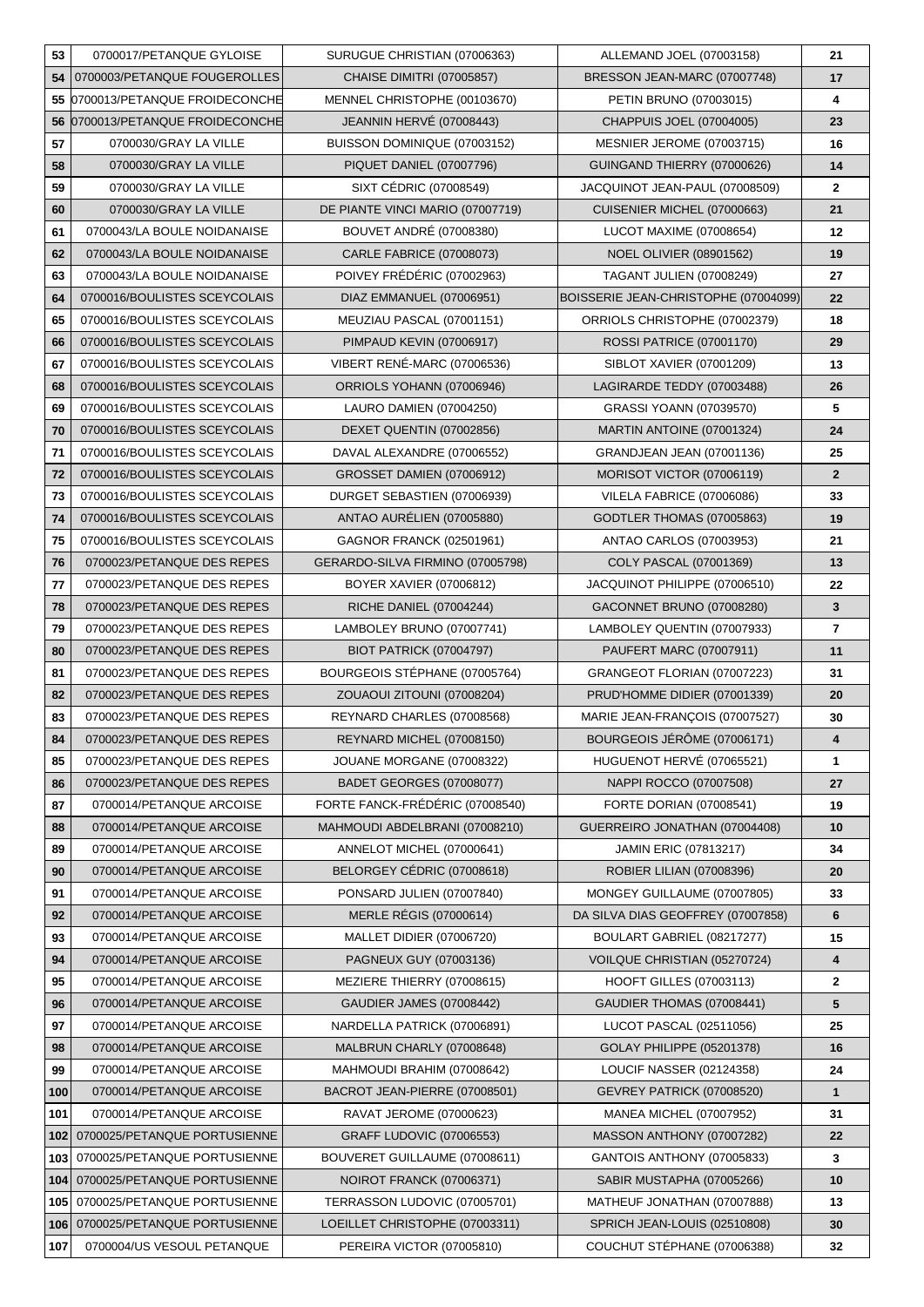| 53 | 0700017/PETANQUE GYLOISE | SURUGUE CHRISTIAN (07006363) | ALLEMAND JOEL (07003158) | 21 |
|---|---|---|---|---|
| 54 | 0700003/PETANQUE FOUGEROLLES | CHAISE DIMITRI (07005857) | BRESSON JEAN-MARC (07007748) | 17 |
| 55 | 0700013/PETANQUE FROIDECONCHE | MENNEL CHRISTOPHE (00103670) | PETIN BRUNO (07003015) | 4 |
| 56 | 0700013/PETANQUE FROIDECONCHE | JEANNIN HERVÉ (07008443) | CHAPPUIS JOEL (07004005) | 23 |
| 57 | 0700030/GRAY LA VILLE | BUISSON DOMINIQUE (07003152) | MESNIER JEROME (07003715) | 16 |
| 58 | 0700030/GRAY LA VILLE | PIQUET DANIEL (07007796) | GUINGAND THIERRY (07000626) | 14 |
| 59 | 0700030/GRAY LA VILLE | SIXT CÉDRIC (07008549) | JACQUINOT JEAN-PAUL (07008509) | 2 |
| 60 | 0700030/GRAY LA VILLE | DE PIANTE VINCI MARIO (07007719) | CUISENIER MICHEL (07000663) | 21 |
| 61 | 0700043/LA BOULE NOIDANAISE | BOUVET ANDRÉ (07008380) | LUCOT MAXIME (07008654) | 12 |
| 62 | 0700043/LA BOULE NOIDANAISE | CARLE FABRICE (07008073) | NOEL OLIVIER (08901562) | 19 |
| 63 | 0700043/LA BOULE NOIDANAISE | POIVEY FRÉDÉRIC (07002963) | TAGANT JULIEN (07008249) | 27 |
| 64 | 0700016/BOULISTES SCEYCOLAIS | DIAZ EMMANUEL (07006951) | BOISSERIE JEAN-CHRISTOPHE (07004099) | 22 |
| 65 | 0700016/BOULISTES SCEYCOLAIS | MEUZIAU PASCAL (07001151) | ORRIOLS CHRISTOPHE (07002379) | 18 |
| 66 | 0700016/BOULISTES SCEYCOLAIS | PIMPAUD KEVIN (07006917) | ROSSI PATRICE (07001170) | 29 |
| 67 | 0700016/BOULISTES SCEYCOLAIS | VIBERT RENÉ-MARC (07006536) | SIBLOT XAVIER (07001209) | 13 |
| 68 | 0700016/BOULISTES SCEYCOLAIS | ORRIOLS YOHANN (07006946) | LAGIRARDE TEDDY (07003488) | 26 |
| 69 | 0700016/BOULISTES SCEYCOLAIS | LAURO DAMIEN (07004250) | GRASSI YOANN (07039570) | 5 |
| 70 | 0700016/BOULISTES SCEYCOLAIS | DEXET QUENTIN (07002856) | MARTIN ANTOINE (07001324) | 24 |
| 71 | 0700016/BOULISTES SCEYCOLAIS | DAVAL ALEXANDRE (07006552) | GRANDJEAN JEAN (07001136) | 25 |
| 72 | 0700016/BOULISTES SCEYCOLAIS | GROSSET DAMIEN (07006912) | MORISOT VICTOR (07006119) | 2 |
| 73 | 0700016/BOULISTES SCEYCOLAIS | DURGET SEBASTIEN (07006939) | VILELA FABRICE (07006086) | 33 |
| 74 | 0700016/BOULISTES SCEYCOLAIS | ANTAO AURÉLIEN (07005880) | GODTLER THOMAS (07005863) | 19 |
| 75 | 0700016/BOULISTES SCEYCOLAIS | GAGNOR FRANCK (02501961) | ANTAO CARLOS (07003953) | 21 |
| 76 | 0700023/PETANQUE DES REPES | GERARDO-SILVA FIRMINO (07005798) | COLY PASCAL (07001369) | 13 |
| 77 | 0700023/PETANQUE DES REPES | BOYER XAVIER (07006812) | JACQUINOT PHILIPPE (07006510) | 22 |
| 78 | 0700023/PETANQUE DES REPES | RICHE DANIEL (07004244) | GACONNET BRUNO (07008280) | 3 |
| 79 | 0700023/PETANQUE DES REPES | LAMBOLEY BRUNO (07007741) | LAMBOLEY QUENTIN (07007933) | 7 |
| 80 | 0700023/PETANQUE DES REPES | BIOT PATRICK (07004797) | PAUFERT MARC (07007911) | 11 |
| 81 | 0700023/PETANQUE DES REPES | BOURGEOIS STÉPHANE (07005764) | GRANGEOT FLORIAN (07007223) | 31 |
| 82 | 0700023/PETANQUE DES REPES | ZOUAOUI ZITOUNI (07008204) | PRUD'HOMME DIDIER (07001339) | 20 |
| 83 | 0700023/PETANQUE DES REPES | REYNARD CHARLES (07008568) | MARIE JEAN-FRANÇOIS (07007527) | 30 |
| 84 | 0700023/PETANQUE DES REPES | REYNARD MICHEL (07008150) | BOURGEOIS JÉRÔME (07006171) | 4 |
| 85 | 0700023/PETANQUE DES REPES | JOUANE MORGANE (07008322) | HUGUENOT HERVÉ (07065521) | 1 |
| 86 | 0700023/PETANQUE DES REPES | BADET GEORGES (07008077) | NAPPI ROCCO (07007508) | 27 |
| 87 | 0700014/PETANQUE ARCOISE | FORTE FANCK-FRÉDÉRIC (07008540) | FORTE DORIAN (07008541) | 19 |
| 88 | 0700014/PETANQUE ARCOISE | MAHMOUDI ABDELBRANI (07008210) | GUERREIRO JONATHAN (07004408) | 10 |
| 89 | 0700014/PETANQUE ARCOISE | ANNELOT MICHEL (07000641) | JAMIN ERIC (07813217) | 34 |
| 90 | 0700014/PETANQUE ARCOISE | BELORGEY CÉDRIC (07008618) | ROBIER LILIAN (07008396) | 20 |
| 91 | 0700014/PETANQUE ARCOISE | PONSARD JULIEN (07007840) | MONGEY GUILLAUME (07007805) | 33 |
| 92 | 0700014/PETANQUE ARCOISE | MERLE RÉGIS (07000614) | DA SILVA DIAS GEOFFREY (07007858) | 6 |
| 93 | 0700014/PETANQUE ARCOISE | MALLET DIDIER (07006720) | BOULART GABRIEL (08217277) | 15 |
| 94 | 0700014/PETANQUE ARCOISE | PAGNEUX GUY (07003136) | VOILQUE CHRISTIAN (05270724) | 4 |
| 95 | 0700014/PETANQUE ARCOISE | MEZIERE THIERRY (07008615) | HOOFT GILLES (07003113) | 2 |
| 96 | 0700014/PETANQUE ARCOISE | GAUDIER JAMES (07008442) | GAUDIER THOMAS (07008441) | 5 |
| 97 | 0700014/PETANQUE ARCOISE | NARDELLA PATRICK (07006891) | LUCOT PASCAL (02511056) | 25 |
| 98 | 0700014/PETANQUE ARCOISE | MALBRUN CHARLY (07008648) | GOLAY PHILIPPE (05201378) | 16 |
| 99 | 0700014/PETANQUE ARCOISE | MAHMOUDI BRAHIM (07008642) | LOUCIF NASSER (02124358) | 24 |
| 100 | 0700014/PETANQUE ARCOISE | BACROT JEAN-PIERRE (07008501) | GEVREY PATRICK (07008520) | 1 |
| 101 | 0700014/PETANQUE ARCOISE | RAVAT JEROME (07000623) | MANEA MICHEL (07007952) | 31 |
| 102 | 0700025/PETANQUE PORTUSIENNE | GRAFF LUDOVIC (07006553) | MASSON ANTHONY (07007282) | 22 |
| 103 | 0700025/PETANQUE PORTUSIENNE | BOUVERET GUILLAUME (07008611) | GANTOIS ANTHONY (07005833) | 3 |
| 104 | 0700025/PETANQUE PORTUSIENNE | NOIROT FRANCK (07006371) | SABIR MUSTAPHA (07005266) | 10 |
| 105 | 0700025/PETANQUE PORTUSIENNE | TERRASSON LUDOVIC (07005701) | MATHEUF JONATHAN (07007888) | 13 |
| 106 | 0700025/PETANQUE PORTUSIENNE | LOEILLET CHRISTOPHE (07003311) | SPRICH JEAN-LOUIS (02510808) | 30 |
| 107 | 0700004/US VESOUL PETANQUE | PEREIRA VICTOR (07005810) | COUCHUT STÉPHANE (07006388) | 32 |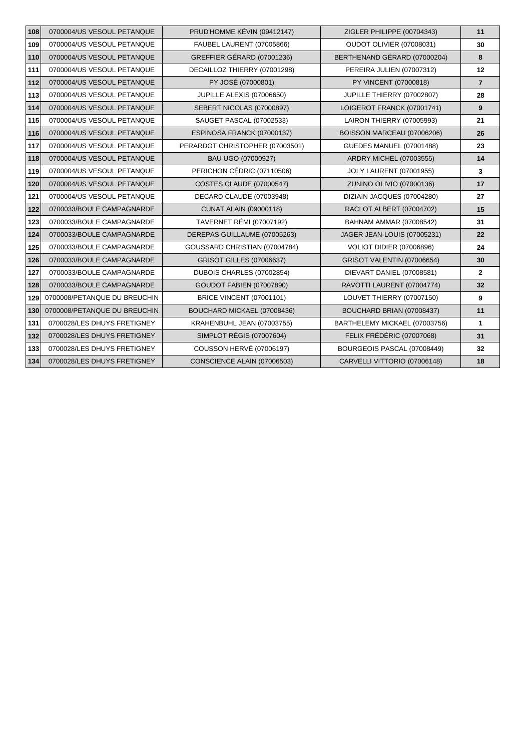| | | | | |
|---|---|---|---|---|
| 108 | 0700004/US VESOUL PETANQUE | PRUD'HOMME KÉVIN (09412147) | ZIGLER PHILIPPE (00704343) | 11 |
| 109 | 0700004/US VESOUL PETANQUE | FAUBEL LAURENT (07005866) | OUDOT OLIVIER (07008031) | 30 |
| 110 | 0700004/US VESOUL PETANQUE | GREFFIER GÉRARD (07001236) | BERTHENAND GÉRARD (07000204) | 8 |
| 111 | 0700004/US VESOUL PETANQUE | DECAILLOZ THIERRY (07001298) | PEREIRA JULIEN (07007312) | 12 |
| 112 | 0700004/US VESOUL PETANQUE | PY JOSÉ (07000801) | PY VINCENT (07000818) | 7 |
| 113 | 0700004/US VESOUL PETANQUE | JUPILLE ALEXIS (07006650) | JUPILLE THIERRY (07002807) | 28 |
| 114 | 0700004/US VESOUL PETANQUE | SEBERT NICOLAS (07000897) | LOIGEROT FRANCK (07001741) | 9 |
| 115 | 0700004/US VESOUL PETANQUE | SAUGET PASCAL (07002533) | LAIRON THIERRY (07005993) | 21 |
| 116 | 0700004/US VESOUL PETANQUE | ESPINOSA FRANCK (07000137) | BOISSON MARCEAU (07006206) | 26 |
| 117 | 0700004/US VESOUL PETANQUE | PERARDOT CHRISTOPHER (07003501) | GUEDES MANUEL (07001488) | 23 |
| 118 | 0700004/US VESOUL PETANQUE | BAU UGO (07000927) | ARDRY MICHEL (07003555) | 14 |
| 119 | 0700004/US VESOUL PETANQUE | PERICHON CÉDRIC (07110506) | JOLY LAURENT (07001955) | 3 |
| 120 | 0700004/US VESOUL PETANQUE | COSTES CLAUDE (07000547) | ZUNINO OLIVIO (07000136) | 17 |
| 121 | 0700004/US VESOUL PETANQUE | DECARD CLAUDE (07003948) | DIZIAIN JACQUES (07004280) | 27 |
| 122 | 0700033/BOULE CAMPAGNARDE | CUNAT ALAIN (09000118) | RACLOT ALBERT (07004702) | 15 |
| 123 | 0700033/BOULE CAMPAGNARDE | TAVERNET RÉMI (07007192) | BAHNAM AMMAR (07008542) | 31 |
| 124 | 0700033/BOULE CAMPAGNARDE | DEREPAS GUILLAUME (07005263) | JAGER JEAN-LOUIS (07005231) | 22 |
| 125 | 0700033/BOULE CAMPAGNARDE | GOUSSARD CHRISTIAN (07004784) | VOLIOT DIDIER (07006896) | 24 |
| 126 | 0700033/BOULE CAMPAGNARDE | GRISOT GILLES (07006637) | GRISOT VALENTIN (07006654) | 30 |
| 127 | 0700033/BOULE CAMPAGNARDE | DUBOIS CHARLES (07002854) | DIEVART DANIEL (07008581) | 2 |
| 128 | 0700033/BOULE CAMPAGNARDE | GOUDOT FABIEN (07007890) | RAVOTTI LAURENT (07004774) | 32 |
| 129 | 0700008/PETANQUE DU BREUCHIN | BRICE VINCENT (07001101) | LOUVET THIERRY (07007150) | 9 |
| 130 | 0700008/PETANQUE DU BREUCHIN | BOUCHARD MICKAEL (07008436) | BOUCHARD BRIAN (07008437) | 11 |
| 131 | 0700028/LES DHUYS FRETIGNEY | KRAHENBUHL JEAN (07003755) | BARTHELEMY MICKAEL (07003756) | 1 |
| 132 | 0700028/LES DHUYS FRETIGNEY | SIMPLOT RÉGIS (07007604) | FELIX FRÉDÉRIC (07007068) | 31 |
| 133 | 0700028/LES DHUYS FRETIGNEY | COUSSON HERVÉ (07006197) | BOURGEOIS PASCAL (07008449) | 32 |
| 134 | 0700028/LES DHUYS FRETIGNEY | CONSCIENCE ALAIN (07006503) | CARVELLI VITTORIO (07006148) | 18 |